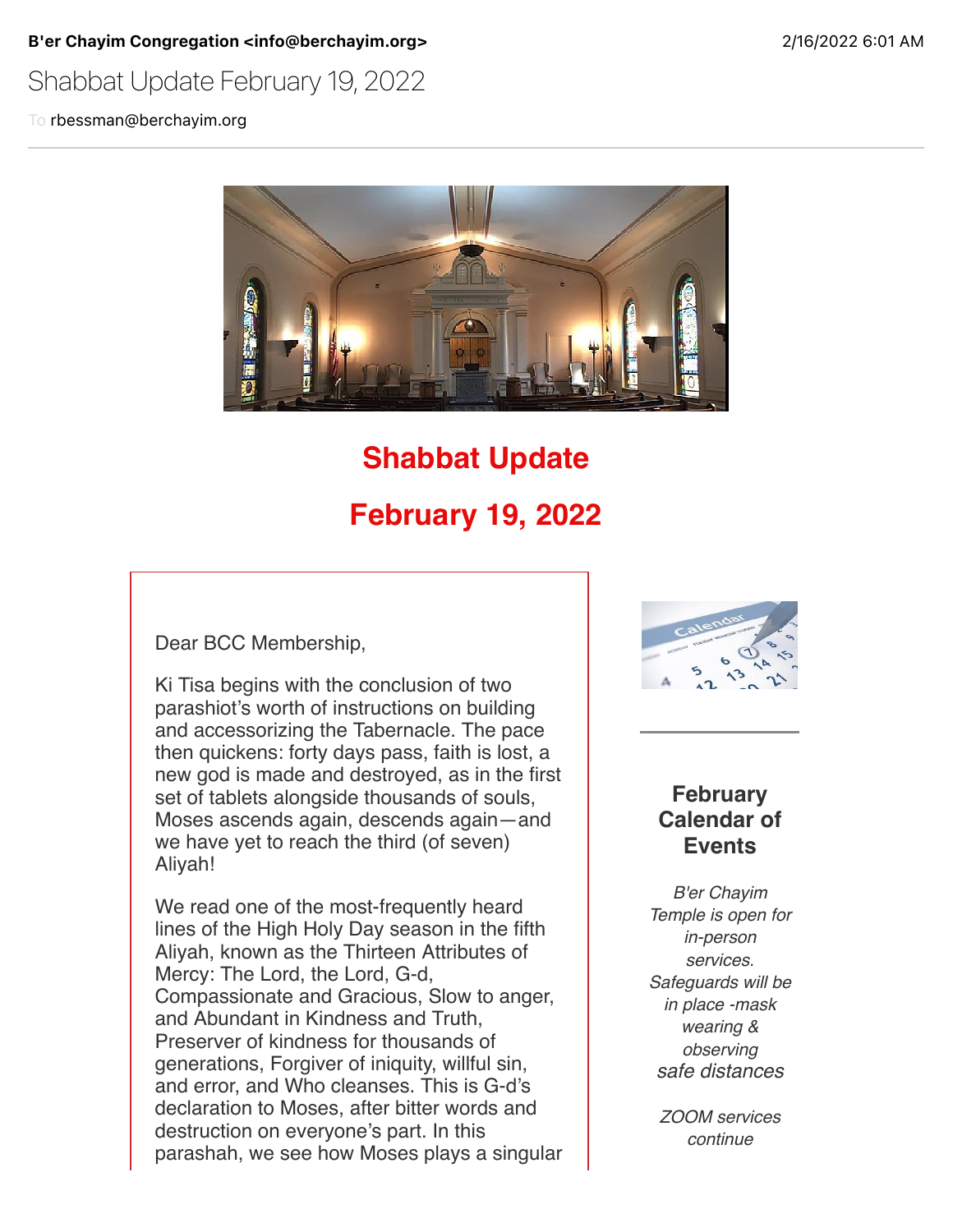**B'er Chayim Congregation <info@berchayim.org>** 2/16/2022 6:01 AM

Shabbat Update February 19, 2022

To rbessman@berchayim.org

# Shabbat Update

# February 19, 2022

Dear BCC Membership,

Ki Tisa begins with the conclusion of two parashiot's worth of instructions on building and accessorizing the Tabernacle. The pace then quickens: forty days pass, faith is lost, a new god is made and destroyed, as in the first set of tablets alongside thousands of souls, Moses ascends again, descends again—and we have yet to reach the third (of seven) Aliyah!

We read one of the most-frequently heard lines of the High Holy Day season in the fifth Aliyah, known as the Thirteen Attributes of Mercy: The Lord, the Lord, G-d, Compassionate and Gracious, Slow to anger, and Abundant in Kindness and Truth, Preserver of kindness for thousands of generations, Forgiver of iniquity, willful sin, and error, and Who cleanses. This is G-d's declaration to Moses, after bitter words and destruction on everyone's part. In this parashah, we see how Moses plays a singular

### February Calendar of Events

*B'er Chayim Temple is open for in-person services. Safeguards will be in place -mask wearing & observing safe distances*

*ZOOM services continue*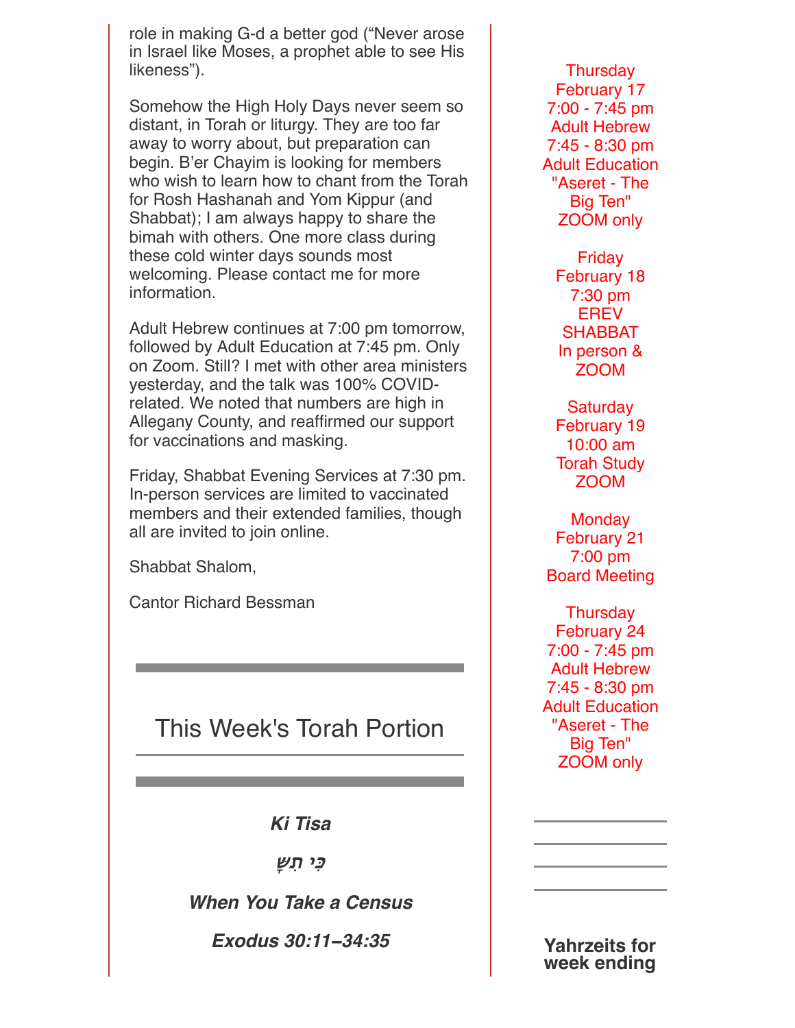role in making G-d a better god ("Never arose in Israel like Moses, a prophet able to see His likeness").

Somehow the High Holy Days never seem so distant, in Torah or liturgy. They are too far away to worry about, but preparation can begin. B'er Chayim is looking for members who wish to learn how to chant from the Torah for Rosh Hashanah and Yom Kippur (and Shabbat); I am always happy to share the bimah with others. One more class during these cold winter days sounds most welcoming. Please contact me for more information.

Adult Hebrew continues at 7:00 pm tomorrow, followed by Adult Education at 7:45 pm. Only on Zoom. Still? I met with other area ministers yesterday, and the talk was 100% COVID-related. We noted that numbers are high in Allegany County, and reaffirmed our support for vaccinations and masking.

Friday, Shabbat Evening Services at 7:30 pm. In-person services are limited to vaccinated members and their extended families, though all are invited to join online.

Shabbat Shalom,

Cantor Richard Bessman

## This Week's Torah Portion

***Ki Tisa***

***כִּי תִשָּׂא***

***When You Take a Census***

***Exodus 30:11–34:35***

Thursday
February 17
7:00 - 7:45 pm
Adult Hebrew
7:45 - 8:30 pm
Adult Education
"Aseret - The Big Ten"
ZOOM only

Friday
February 18
7:30 pm
EREV SHABBAT
In person & ZOOM

Saturday
February 19
10:00 am
Torah Study
ZOOM

Monday
February 21
7:00 pm
Board Meeting

Thursday
February 24
7:00 - 7:45 pm
Adult Hebrew
7:45 - 8:30 pm
Adult Education
"Aseret - The Big Ten"
ZOOM only

**Yahrzeits for week ending**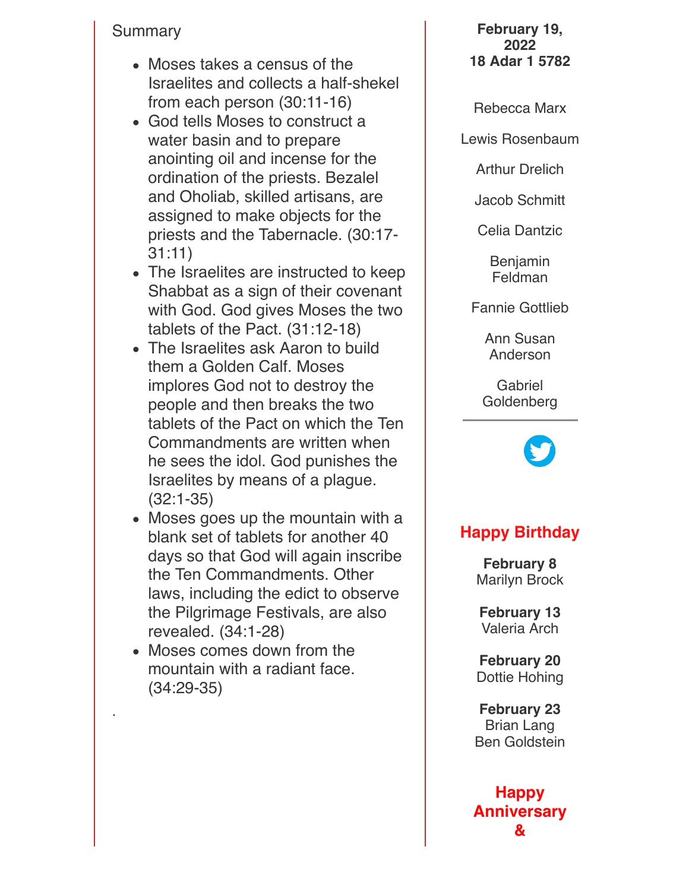Summary

- Moses takes a census of the Israelites and collects a half-shekel from each person (30:11-16)
- God tells Moses to construct a water basin and to prepare anointing oil and incense for the ordination of the priests. Bezalel and Oholiab, skilled artisans, are assigned to make objects for the priests and the Tabernacle. (30:17-31:11)
- The Israelites are instructed to keep Shabbat as a sign of their covenant with God. God gives Moses the two tablets of the Pact. (31:12-18)
- The Israelites ask Aaron to build them a Golden Calf. Moses implores God not to destroy the people and then breaks the two tablets of the Pact on which the Ten Commandments are written when he sees the idol. God punishes the Israelites by means of a plague. (32:1-35)
- Moses goes up the mountain with a blank set of tablets for another 40 days so that God will again inscribe the Ten Commandments. Other laws, including the edict to observe the Pilgrimage Festivals, are also revealed. (34:1-28)
- Moses comes down from the mountain with a radiant face. (34:29-35)

.

**February 19, 2022**
**18 Adar 1 5782**

Rebecca Marx

Lewis Rosenbaum

Arthur Drelich

Jacob Schmitt

Celia Dantzic

Benjamin Feldman

Fannie Gottlieb

Ann Susan Anderson

Gabriel Goldenberg

---

## Happy Birthday

**February 8**
Marilyn Brock

**February 13**
Valeria Arch

**February 20**
Dottie Hohing

**February 23**
Brian Lang
Ben Goldstein

## Happy Anniversary &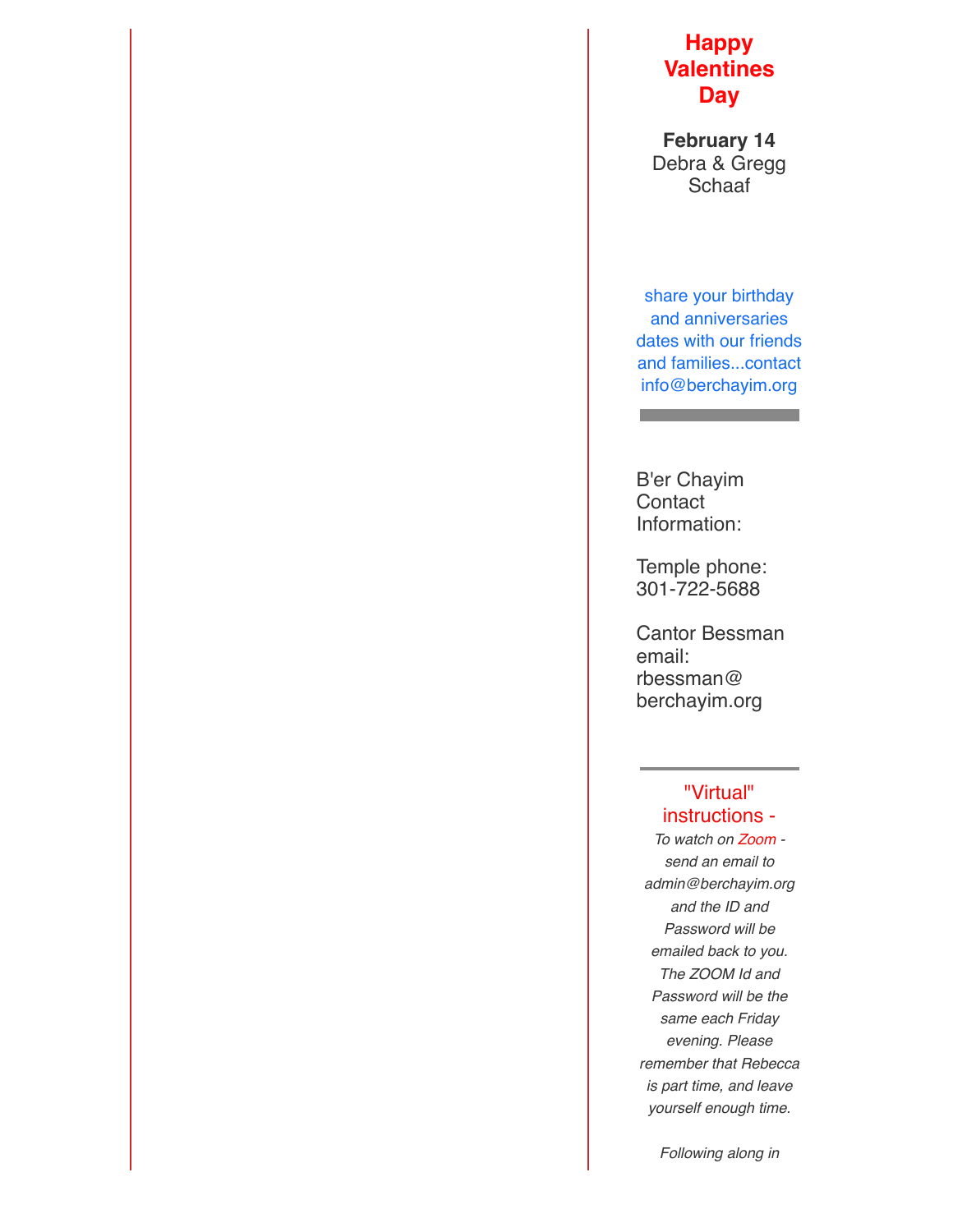## Happy Valentines Day

**February 14**
Debra & Gregg Schaaf

share your birthday and anniversaries dates with our friends and families...contact info@berchayim.org

---

B'er Chayim Contact Information:

Temple phone: 301-722-5688

Cantor Bessman email: rbessman@berchayim.org

---

"Virtual" instructions -

*To watch on Zoom - send an email to admin@berchayim.org and the ID and Password will be emailed back to you. The ZOOM Id and Password will be the same each Friday evening. Please remember that Rebecca is part time, and leave yourself enough time.*

*Following along in*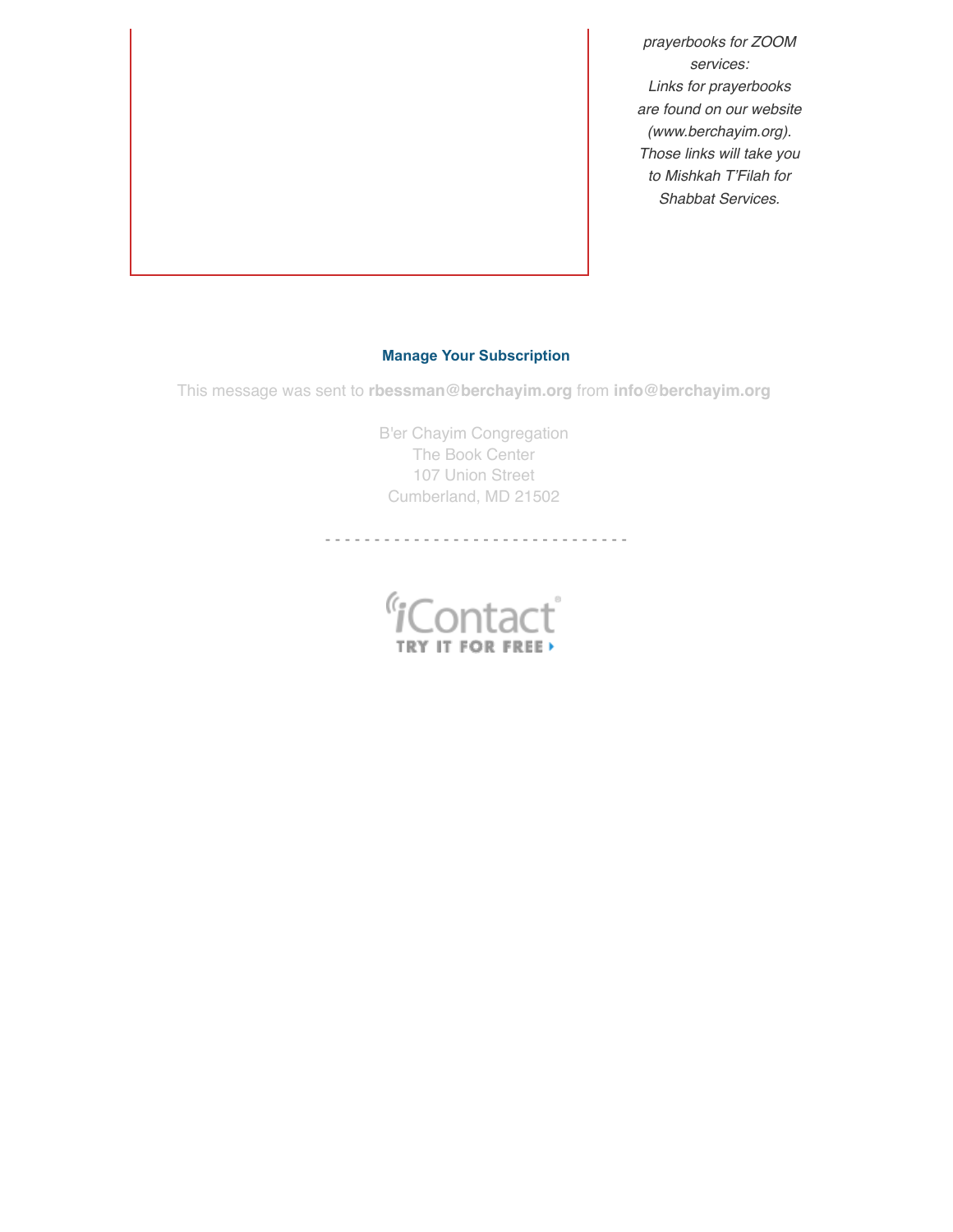*prayerbooks for ZOOM services:*
*Links for prayerbooks are found on our website (www.berchayim.org). Those links will take you to Mishkah T'Filah for Shabbat Services.*

**Manage Your Subscription**

This message was sent to **rbessman@berchayim.org** from **info@berchayim.org**

B'er Chayim Congregation
The Book Center
107 Union Street
Cumberland, MD 21502

iContact
TRY IT FOR FREE